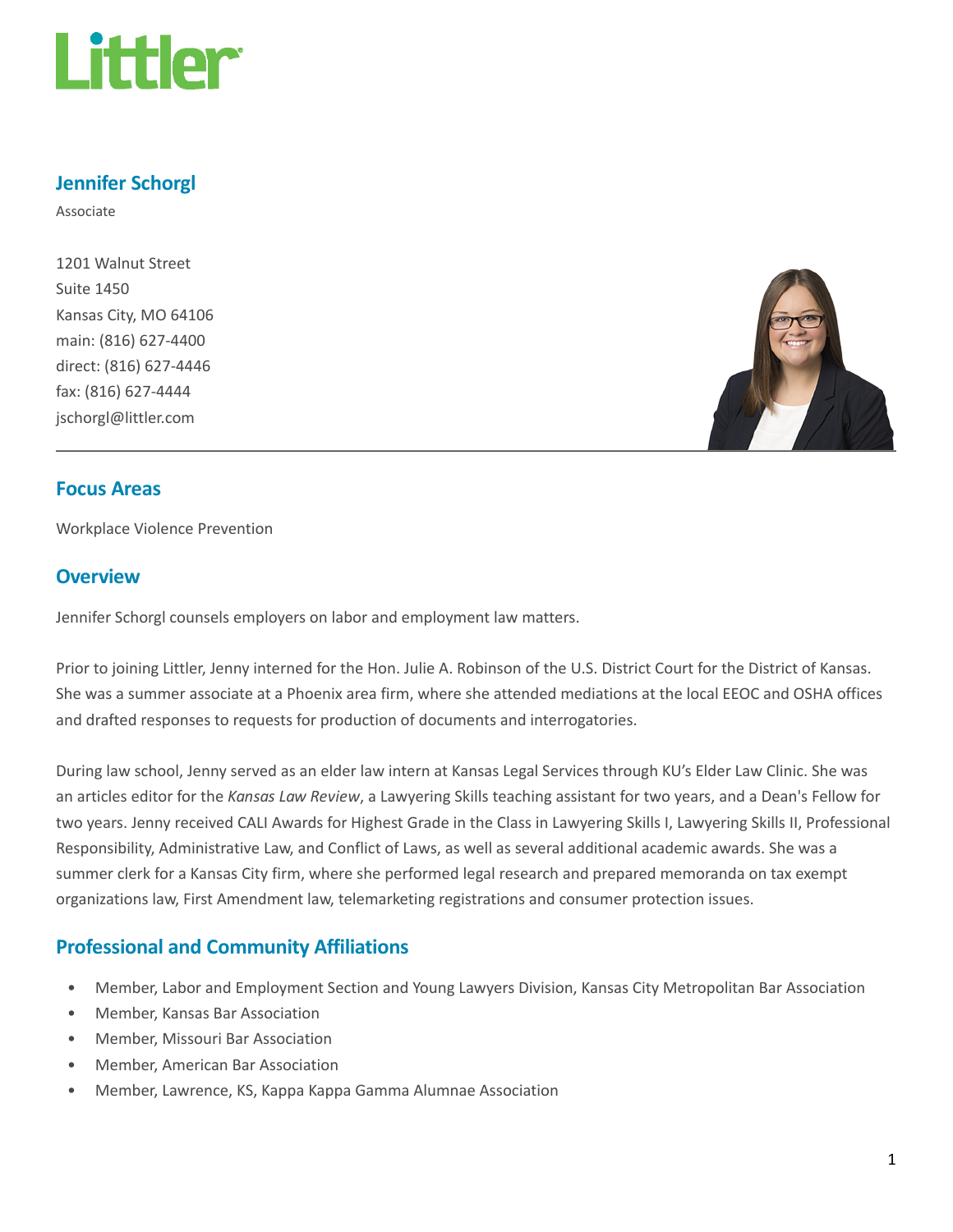# Jennifer Schorgl

Associate

1201 Walnut Street
Suite 1450
Kansas City, MO 64106
main: (816) 627-4400
direct: (816) 627-4446
fax: (816) 627-4444
jschorgl@littler.com

## Focus Areas

Workplace Violence Prevention

## Overview

Jennifer Schorgl counsels employers on labor and employment law matters.

Prior to joining Littler, Jenny interned for the Hon. Julie A. Robinson of the U.S. District Court for the District of Kansas. She was a summer associate at a Phoenix area firm, where she attended mediations at the local EEOC and OSHA offices and drafted responses to requests for production of documents and interrogatories.

During law school, Jenny served as an elder law intern at Kansas Legal Services through KU's Elder Law Clinic. She was an articles editor for the *Kansas Law Review*, a Lawyering Skills teaching assistant for two years, and a Dean's Fellow for two years. Jenny received CALI Awards for Highest Grade in the Class in Lawyering Skills I, Lawyering Skills II, Professional Responsibility, Administrative Law, and Conflict of Laws, as well as several additional academic awards. She was a summer clerk for a Kansas City firm, where she performed legal research and prepared memoranda on tax exempt organizations law, First Amendment law, telemarketing registrations and consumer protection issues.

## Professional and Community Affiliations

- Member, Labor and Employment Section and Young Lawyers Division, Kansas City Metropolitan Bar Association
- Member, Kansas Bar Association
- Member, Missouri Bar Association
- Member, American Bar Association
- Member, Lawrence, KS, Kappa Kappa Gamma Alumnae Association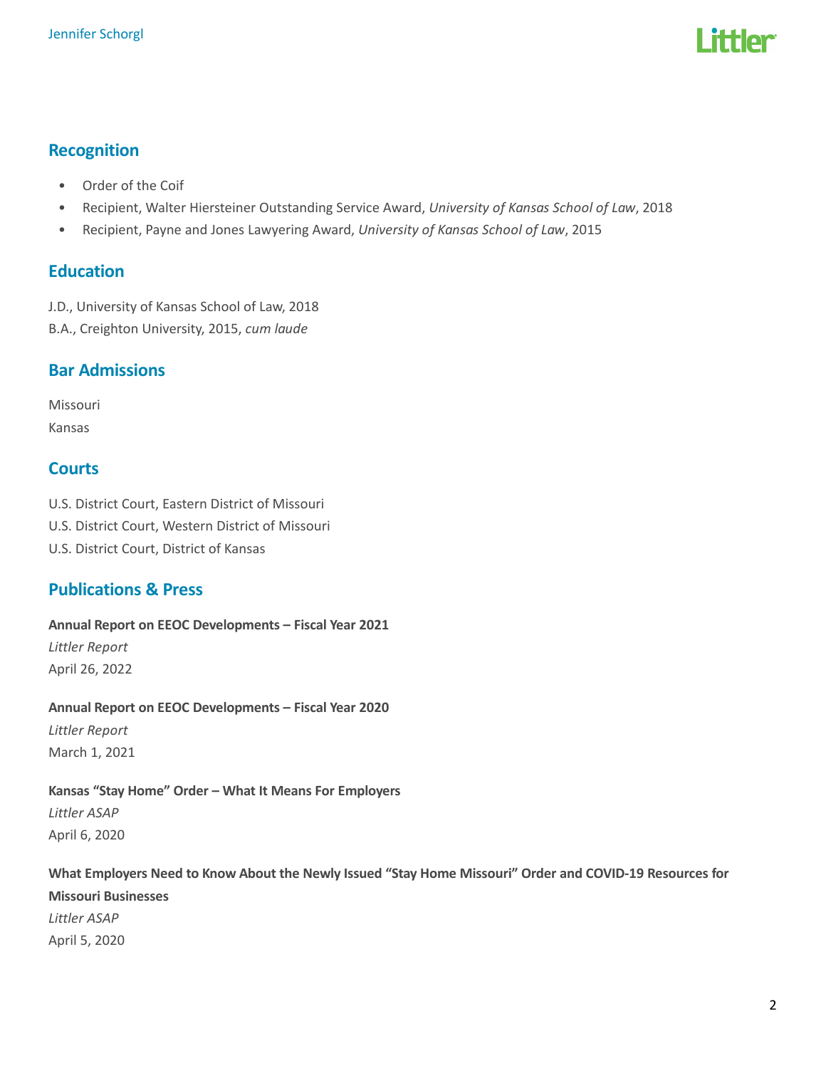## Recognition

- Order of the Coif
- Recipient, Walter Hiersteiner Outstanding Service Award, *University of Kansas School of Law*, 2018
- Recipient, Payne and Jones Lawyering Award, *University of Kansas School of Law*, 2015

## Education

J.D., University of Kansas School of Law, 2018

B.A., Creighton University, 2015, *cum laude*

## Bar Admissions

Missouri

Kansas

## Courts

U.S. District Court, Eastern District of Missouri

U.S. District Court, Western District of Missouri

U.S. District Court, District of Kansas

## Publications & Press

**Annual Report on EEOC Developments – Fiscal Year 2021**
*Littler Report*
April 26, 2022

**Annual Report on EEOC Developments – Fiscal Year 2020**
*Littler Report*
March 1, 2021

**Kansas "Stay Home" Order – What It Means For Employers**
*Littler ASAP*
April 6, 2020

**What Employers Need to Know About the Newly Issued "Stay Home Missouri" Order and COVID-19 Resources for Missouri Businesses**
*Littler ASAP*
April 5, 2020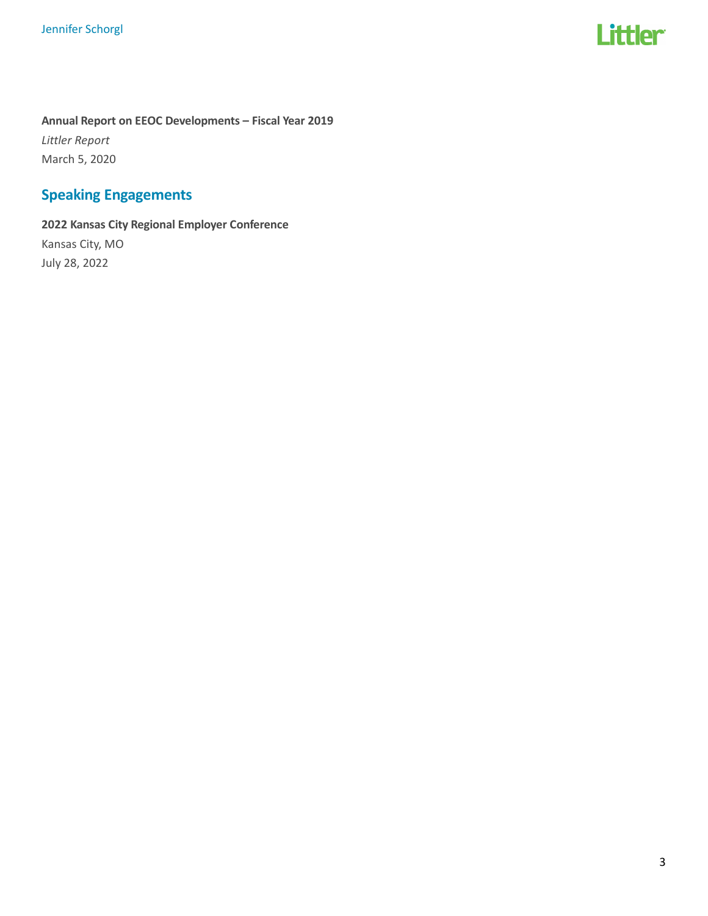**Annual Report on EEOC Developments – Fiscal Year 2019**

*Littler Report*

March 5, 2020

## Speaking Engagements

**2022 Kansas City Regional Employer Conference**

Kansas City, MO

July 28, 2022